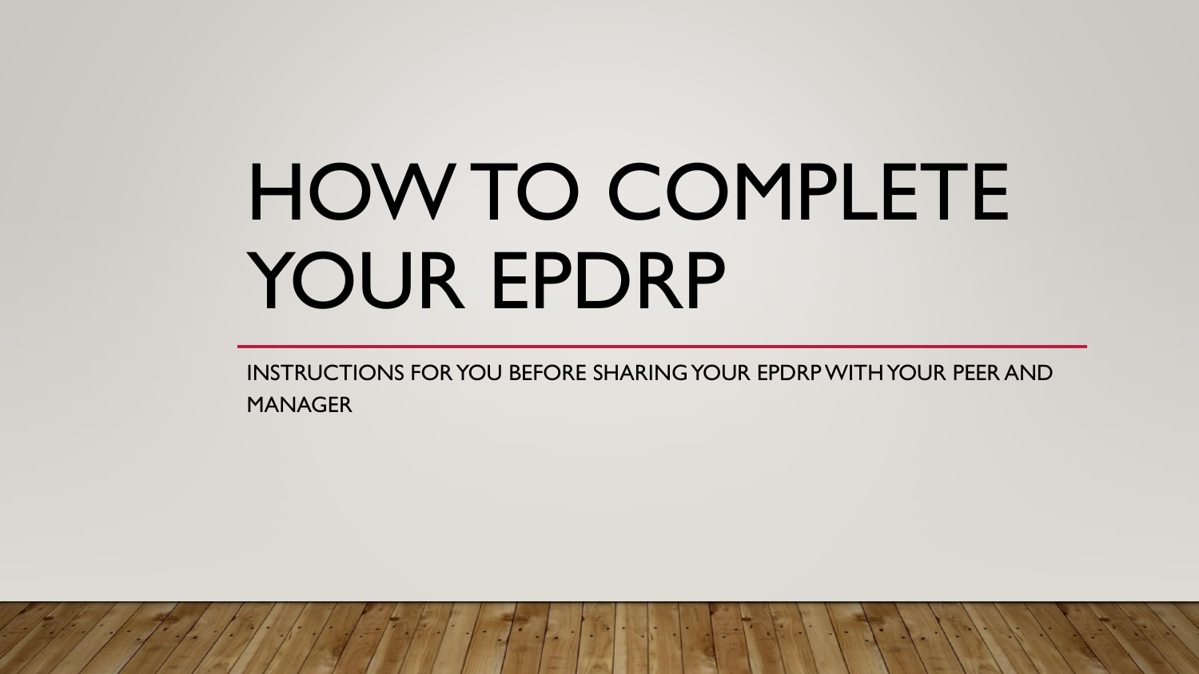# HOW TO COMPLETE YOUR EPDRP

INSTRUCTIONS FOR YOU BEFORE SHARING YOUR EPDRP WITH YOUR PEER AND MANAGER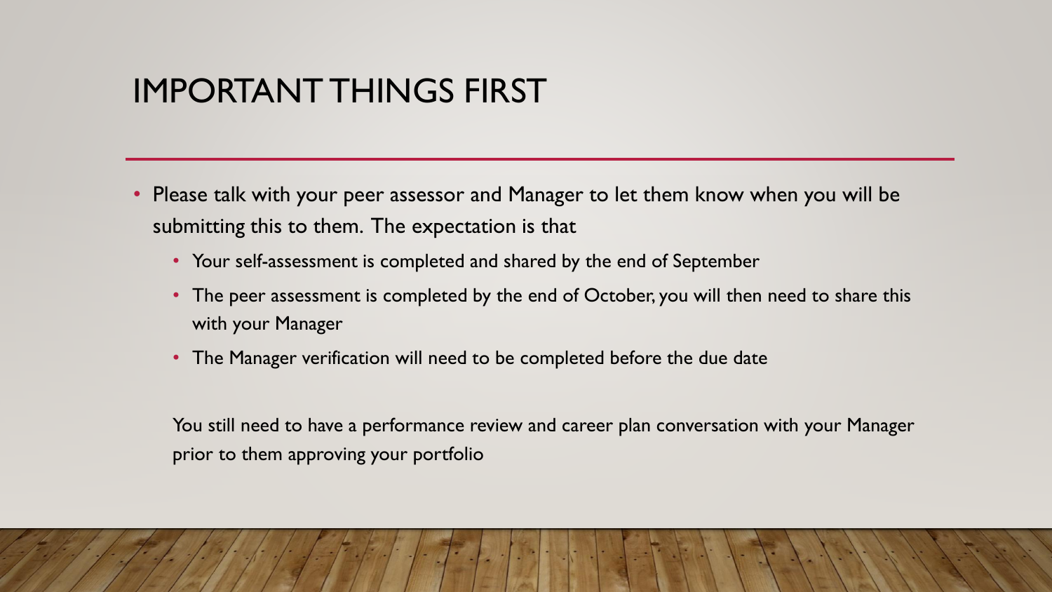# IMPORTANT THINGS FIRST

- Please talk with your peer assessor and Manager to let them know when you will be submitting this to them. The expectation is that
  - Your self-assessment is completed and shared by the end of September
  - The peer assessment is completed by the end of October, you will then need to share this with your Manager
  - The Manager verification will need to be completed before the due date

You still need to have a performance review and career plan conversation with your Manager prior to them approving your portfolio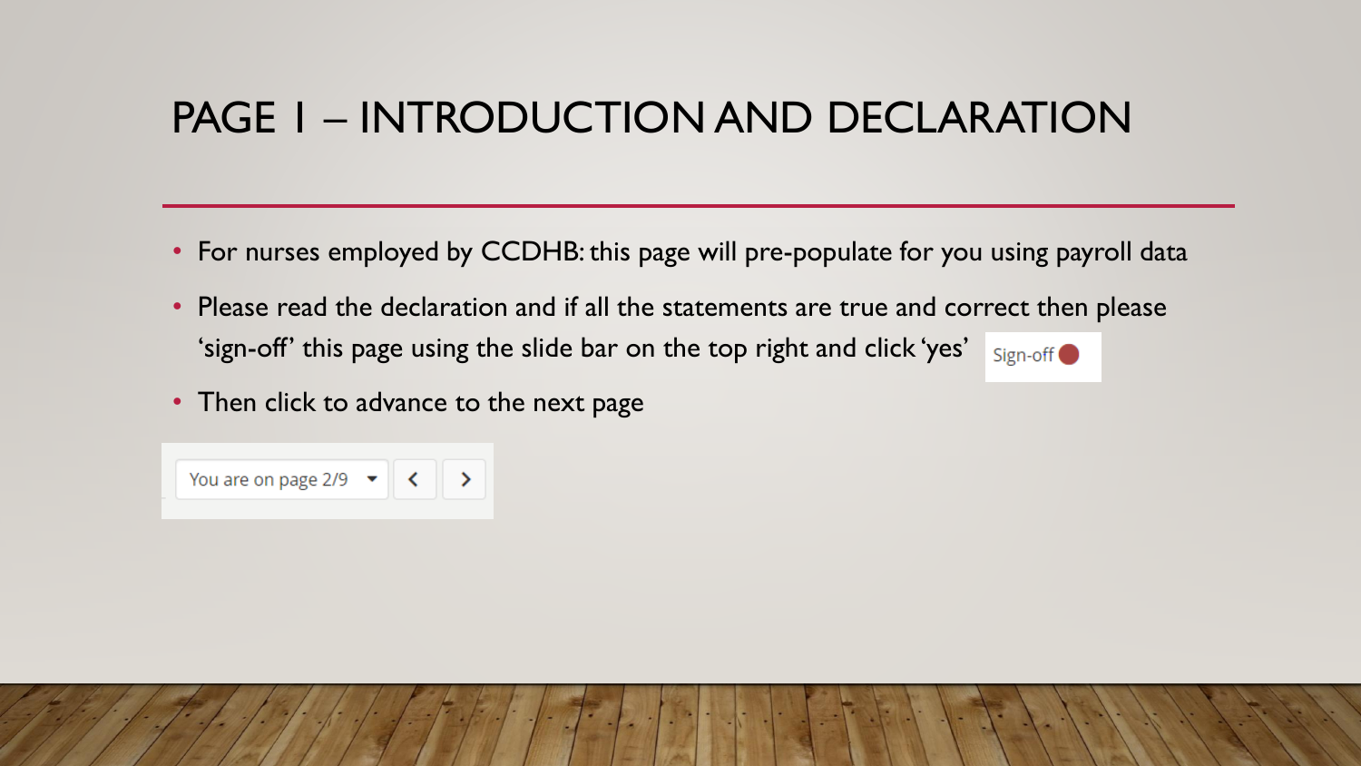# PAGE 1 – INTRODUCTION AND DECLARATION

- For nurses employed by CCDHB: this page will pre-populate for you using payroll data
- Please read the declaration and if all the statements are true and correct then please 'sign-off' this page using the slide bar on the top right and click 'yes' Sign-off
- Then click to advance to the next page

You are on page 2/9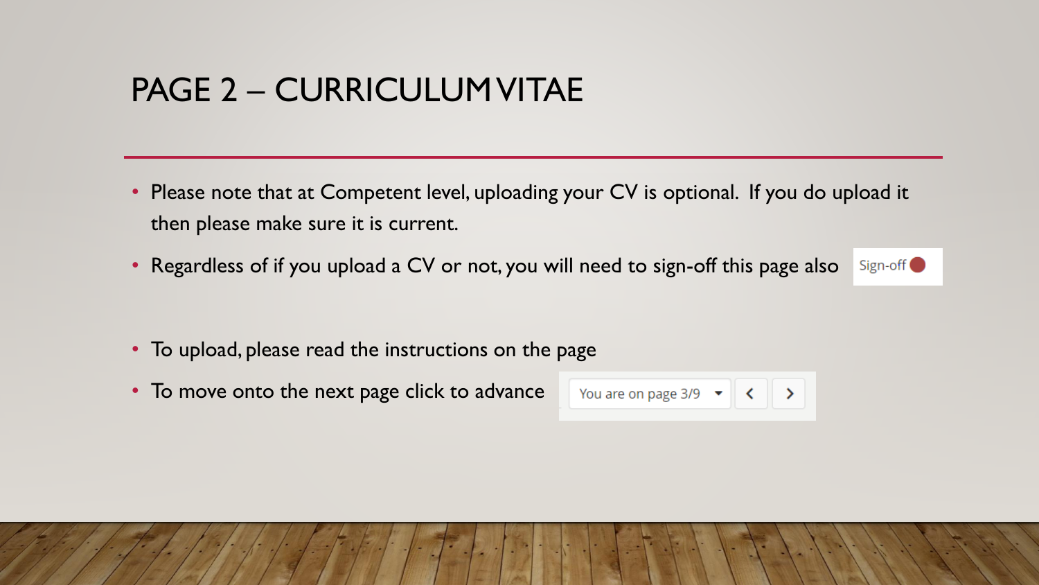# PAGE 2 – CURRICULUM VITAE

- Please note that at Competent level, uploading your CV is optional. If you do upload it then please make sure it is current.
- Regardless of if you upload a CV or not, you will need to sign-off this page also Sign-off
- To upload, please read the instructions on the page
- To move onto the next page click to advance You are on page 3/9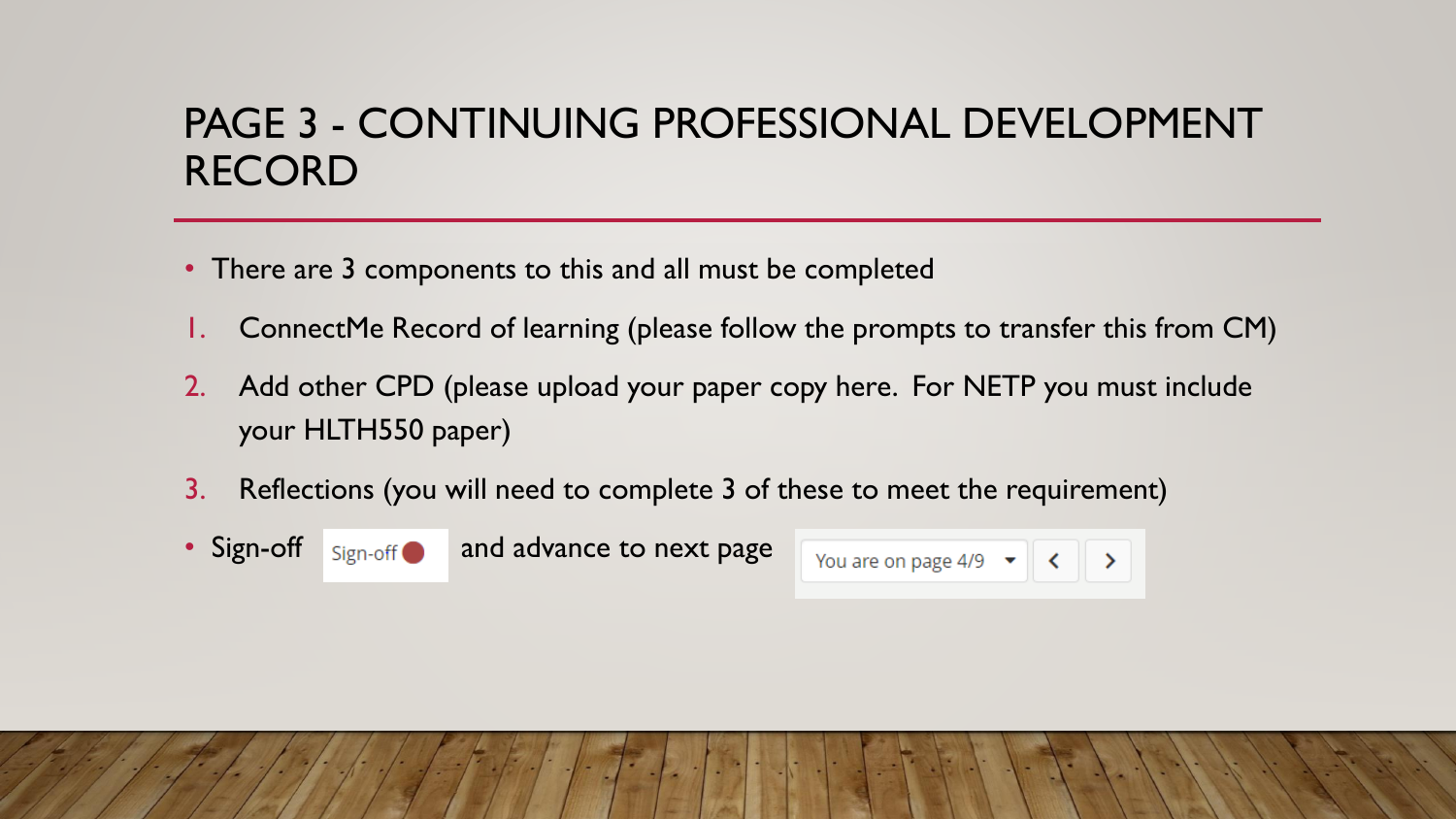# PAGE 3 - CONTINUING PROFESSIONAL DEVELOPMENT RECORD

- There are 3 components to this and all must be completed

1. ConnectMe Record of learning (please follow the prompts to transfer this from CM)
2. Add other CPD (please upload your paper copy here. For NETP you must include your HLTH550 paper)
3. Reflections (you will need to complete 3 of these to meet the requirement)

- Sign-off Sign-off and advance to next page You are on page 4/9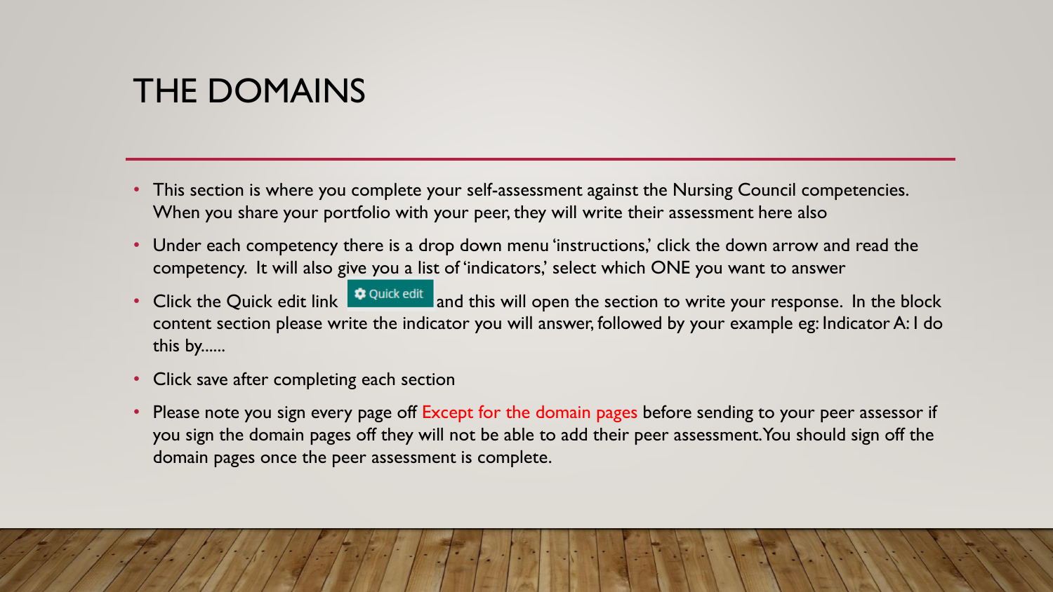# THE DOMAINS

- This section is where you complete your self-assessment against the Nursing Council competencies. When you share your portfolio with your peer, they will write their assessment here also
- Under each competency there is a drop down menu 'instructions,' click the down arrow and read the competency. It will also give you a list of 'indicators,' select which ONE you want to answer
- Click the Quick edit link Quick edit and this will open the section to write your response. In the block content section please write the indicator you will answer, followed by your example eg: Indicator A: I do this by……
- Click save after completing each section
- Please note you sign every page off Except for the domain pages before sending to your peer assessor if you sign the domain pages off they will not be able to add their peer assessment. You should sign off the domain pages once the peer assessment is complete.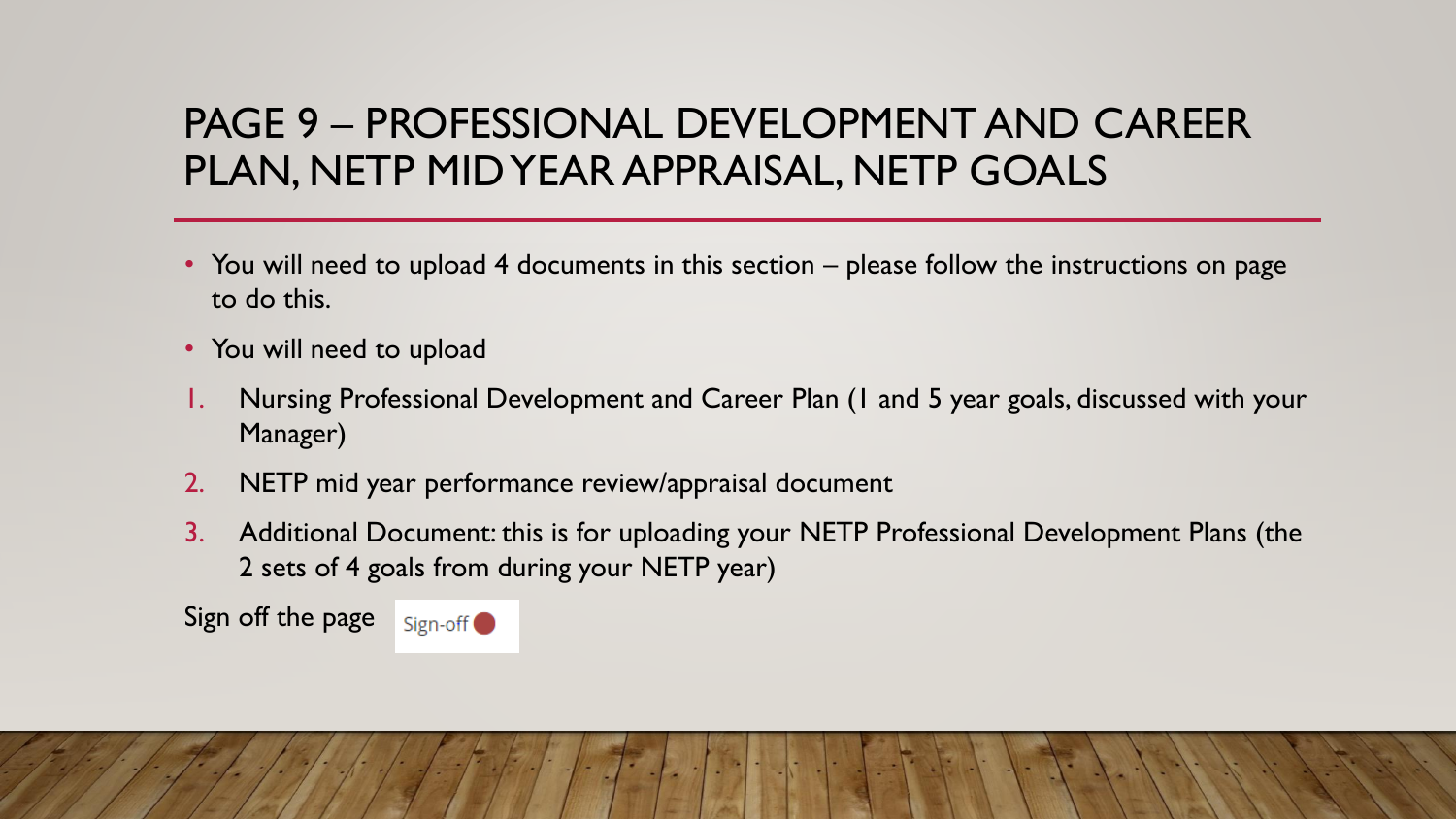# PAGE 9 – PROFESSIONAL DEVELOPMENT AND CAREER PLAN, NETP MID YEAR APPRAISAL, NETP GOALS

- You will need to upload 4 documents in this section – please follow the instructions on page to do this.
- You will need to upload

1. Nursing Professional Development and Career Plan (1 and 5 year goals, discussed with your Manager)
2. NETP mid year performance review/appraisal document
3. Additional Document: this is for uploading your NETP Professional Development Plans (the 2 sets of 4 goals from during your NETP year)

Sign off the page Sign-off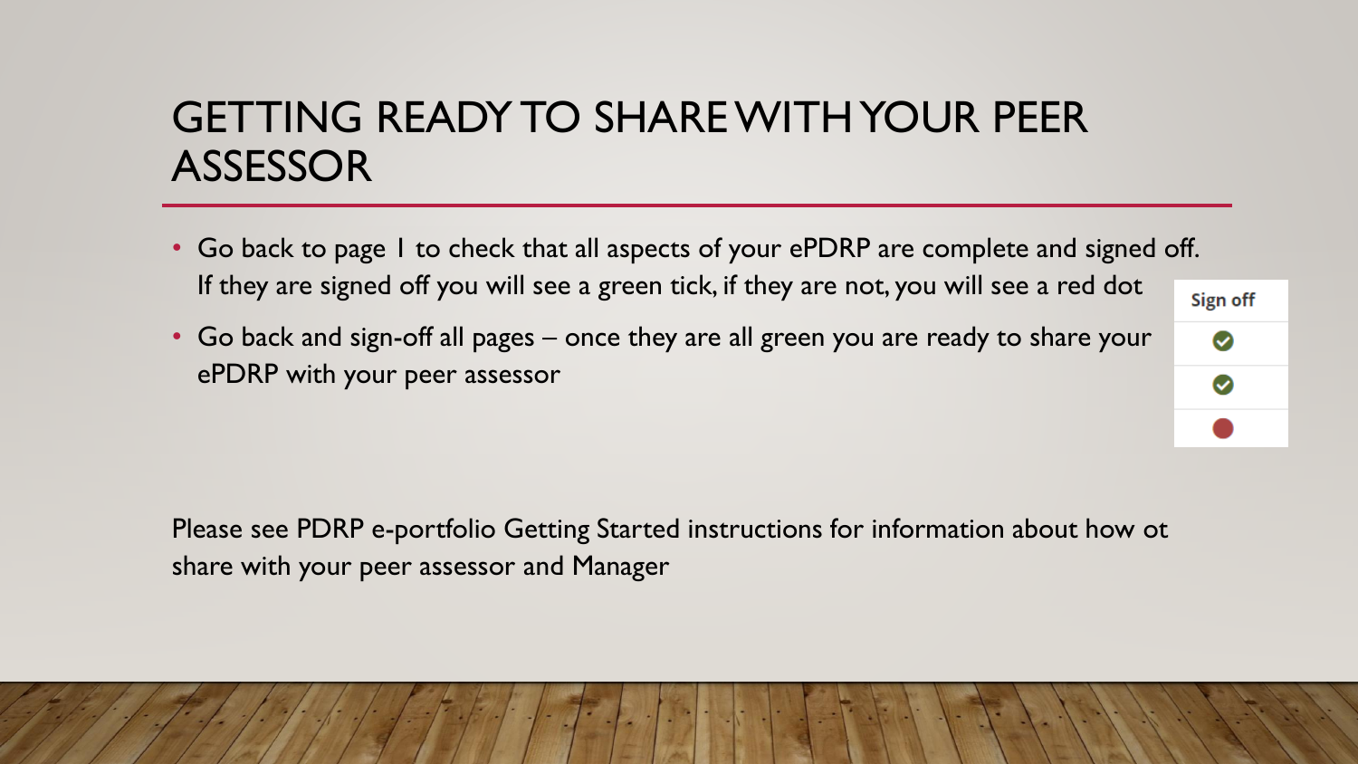# GETTING READY TO SHARE WITH YOUR PEER ASSESSOR

- Go back to page 1 to check that all aspects of your ePDRP are complete and signed off. If they are signed off you will see a green tick, if they are not, you will see a red dot
- Go back and sign-off all pages – once they are all green you are ready to share your ePDRP with your peer assessor

Sign off

Please see PDRP e-portfolio Getting Started instructions for information about how ot share with your peer assessor and Manager